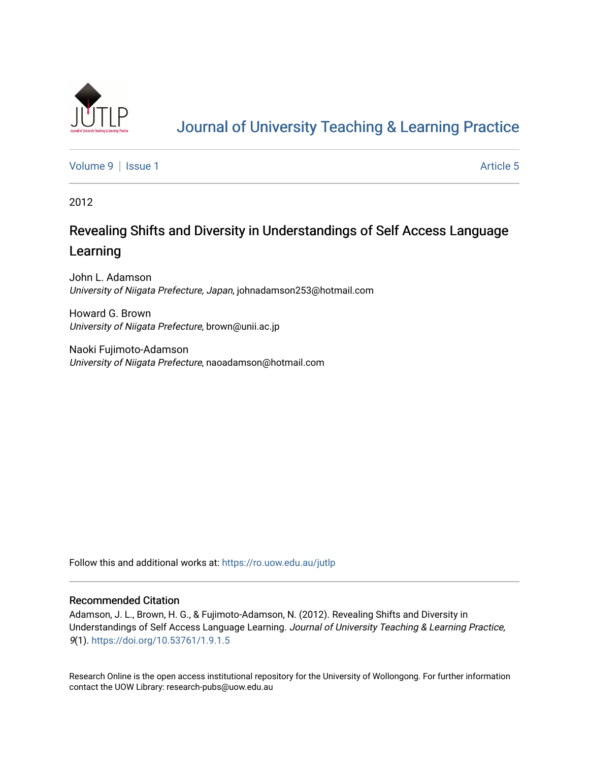# Journal of University Teaching & Learning Practice

Volume 9 | Issue 1 Article 5

2012

## Revealing Shifts and Diversity in Understandings of Self Access Language Learning

John L. Adamson
*University of Niigata Prefecture, Japan*, johnadamson253@hotmail.com

Howard G. Brown
*University of Niigata Prefecture*, brown@unii.ac.jp

Naoki Fujimoto-Adamson
*University of Niigata Prefecture*, naoadamson@hotmail.com

Follow this and additional works at: https://ro.uow.edu.au/jutlp

### Recommended Citation

Adamson, J. L., Brown, H. G., & Fujimoto-Adamson, N. (2012). Revealing Shifts and Diversity in Understandings of Self Access Language Learning. *Journal of University Teaching & Learning Practice, 9*(1). https://doi.org/10.53761/1.9.1.5

Research Online is the open access institutional repository for the University of Wollongong. For further information contact the UOW Library: research-pubs@uow.edu.au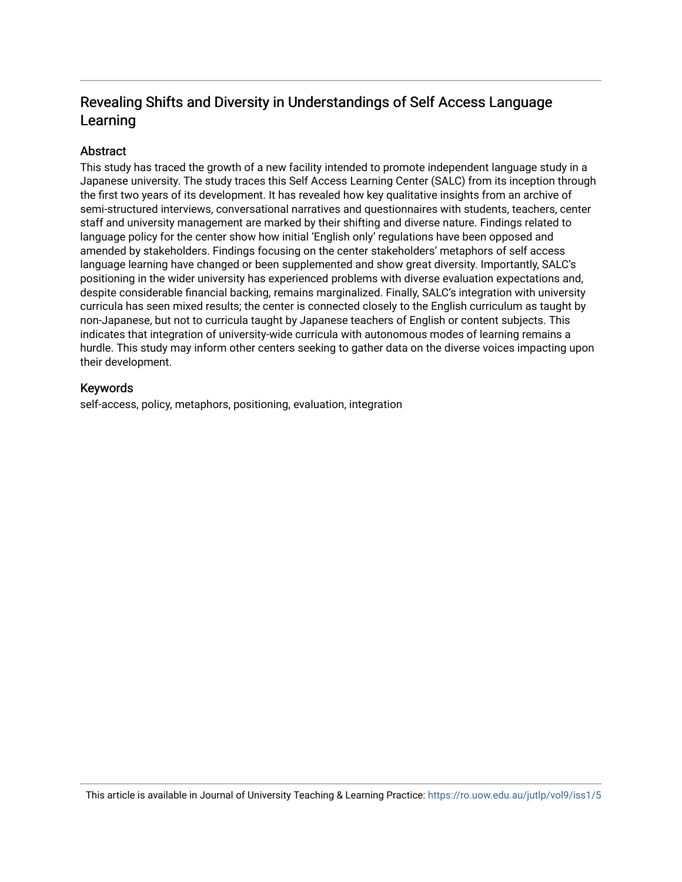# Revealing Shifts and Diversity in Understandings of Self Access Language Learning

## Abstract

This study has traced the growth of a new facility intended to promote independent language study in a Japanese university. The study traces this Self Access Learning Center (SALC) from its inception through the first two years of its development. It has revealed how key qualitative insights from an archive of semi-structured interviews, conversational narratives and questionnaires with students, teachers, center staff and university management are marked by their shifting and diverse nature. Findings related to language policy for the center show how initial 'English only' regulations have been opposed and amended by stakeholders. Findings focusing on the center stakeholders' metaphors of self access language learning have changed or been supplemented and show great diversity. Importantly, SALC's positioning in the wider university has experienced problems with diverse evaluation expectations and, despite considerable financial backing, remains marginalized. Finally, SALC's integration with university curricula has seen mixed results; the center is connected closely to the English curriculum as taught by non-Japanese, but not to curricula taught by Japanese teachers of English or content subjects. This indicates that integration of university-wide curricula with autonomous modes of learning remains a hurdle. This study may inform other centers seeking to gather data on the diverse voices impacting upon their development.

## Keywords

self-access, policy, metaphors, positioning, evaluation, integration

This article is available in Journal of University Teaching & Learning Practice: https://ro.uow.edu.au/jutlp/vol9/iss1/5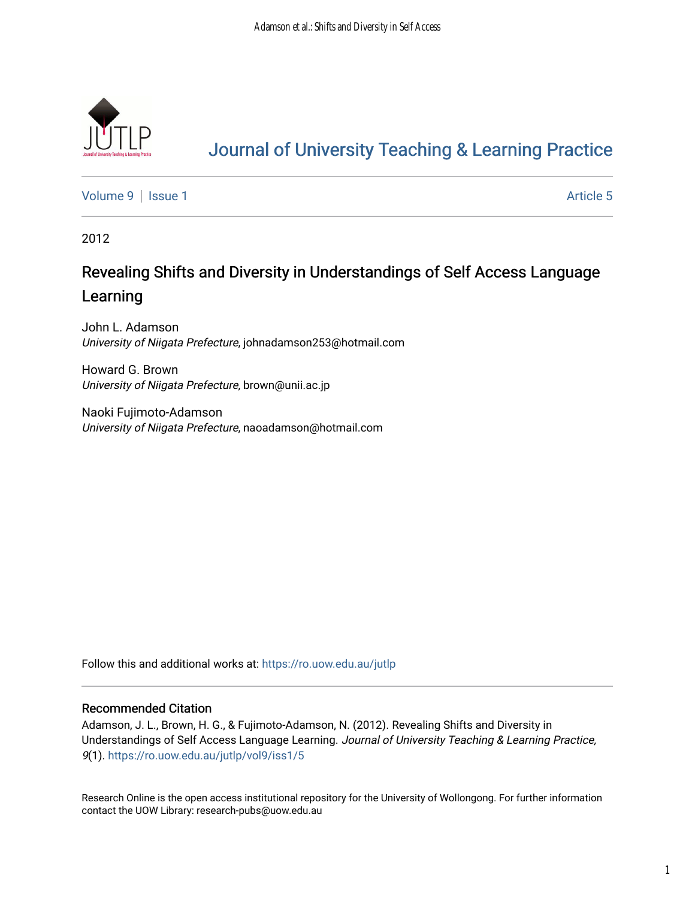# Journal of University Teaching & Learning Practice

Volume 9 | Issue 1 Article 5

2012

## Revealing Shifts and Diversity in Understandings of Self Access Language Learning

John L. Adamson
*University of Niigata Prefecture*, johnadamson253@hotmail.com

Howard G. Brown
*University of Niigata Prefecture*, brown@unii.ac.jp

Naoki Fujimoto-Adamson
*University of Niigata Prefecture*, naoadamson@hotmail.com

Follow this and additional works at: https://ro.uow.edu.au/jutlp

### Recommended Citation

Adamson, J. L., Brown, H. G., & Fujimoto-Adamson, N. (2012). Revealing Shifts and Diversity in Understandings of Self Access Language Learning. *Journal of University Teaching & Learning Practice, 9*(1). https://ro.uow.edu.au/jutlp/vol9/iss1/5

Research Online is the open access institutional repository for the University of Wollongong. For further information contact the UOW Library: research-pubs@uow.edu.au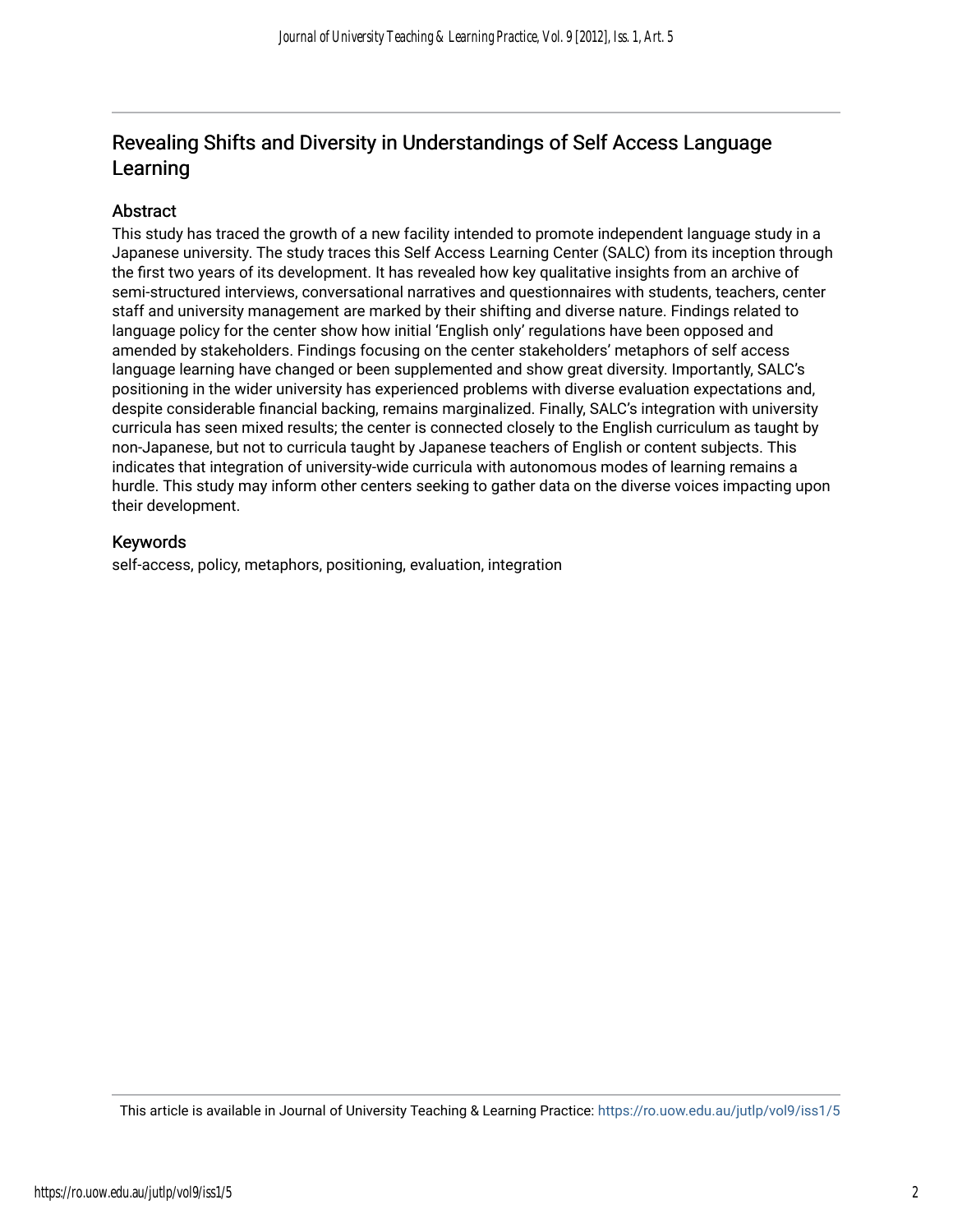# Revealing Shifts and Diversity in Understandings of Self Access Language Learning

## Abstract

This study has traced the growth of a new facility intended to promote independent language study in a Japanese university. The study traces this Self Access Learning Center (SALC) from its inception through the first two years of its development. It has revealed how key qualitative insights from an archive of semi-structured interviews, conversational narratives and questionnaires with students, teachers, center staff and university management are marked by their shifting and diverse nature. Findings related to language policy for the center show how initial 'English only' regulations have been opposed and amended by stakeholders. Findings focusing on the center stakeholders' metaphors of self access language learning have changed or been supplemented and show great diversity. Importantly, SALC's positioning in the wider university has experienced problems with diverse evaluation expectations and, despite considerable financial backing, remains marginalized. Finally, SALC's integration with university curricula has seen mixed results; the center is connected closely to the English curriculum as taught by non-Japanese, but not to curricula taught by Japanese teachers of English or content subjects. This indicates that integration of university-wide curricula with autonomous modes of learning remains a hurdle. This study may inform other centers seeking to gather data on the diverse voices impacting upon their development.

## Keywords

self-access, policy, metaphors, positioning, evaluation, integration

This article is available in Journal of University Teaching & Learning Practice: https://ro.uow.edu.au/jutlp/vol9/iss1/5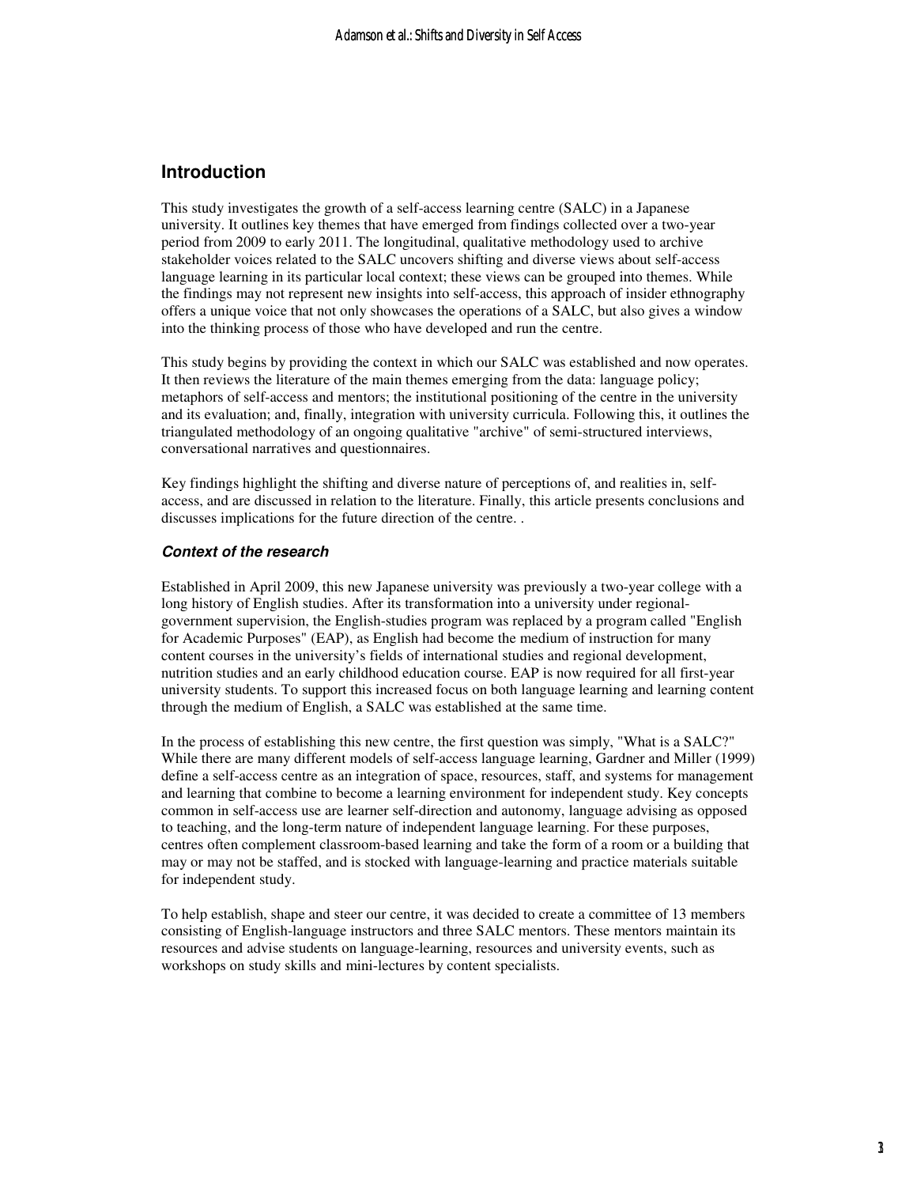## Introduction

This study investigates the growth of a self-access learning centre (SALC) in a Japanese university. It outlines key themes that have emerged from findings collected over a two-year period from 2009 to early 2011. The longitudinal, qualitative methodology used to archive stakeholder voices related to the SALC uncovers shifting and diverse views about self-access language learning in its particular local context; these views can be grouped into themes. While the findings may not represent new insights into self-access, this approach of insider ethnography offers a unique voice that not only showcases the operations of a SALC, but also gives a window into the thinking process of those who have developed and run the centre.

This study begins by providing the context in which our SALC was established and now operates. It then reviews the literature of the main themes emerging from the data: language policy; metaphors of self-access and mentors; the institutional positioning of the centre in the university and its evaluation; and, finally, integration with university curricula. Following this, it outlines the triangulated methodology of an ongoing qualitative "archive" of semi-structured interviews, conversational narratives and questionnaires.

Key findings highlight the shifting and diverse nature of perceptions of, and realities in, self-access, and are discussed in relation to the literature. Finally, this article presents conclusions and discusses implications for the future direction of the centre. .

### *Context of the research*

Established in April 2009, this new Japanese university was previously a two-year college with a long history of English studies. After its transformation into a university under regional-government supervision, the English-studies program was replaced by a program called "English for Academic Purposes" (EAP), as English had become the medium of instruction for many content courses in the university's fields of international studies and regional development, nutrition studies and an early childhood education course. EAP is now required for all first-year university students. To support this increased focus on both language learning and learning content through the medium of English, a SALC was established at the same time.

In the process of establishing this new centre, the first question was simply, "What is a SALC?" While there are many different models of self-access language learning, Gardner and Miller (1999) define a self-access centre as an integration of space, resources, staff, and systems for management and learning that combine to become a learning environment for independent study. Key concepts common in self-access use are learner self-direction and autonomy, language advising as opposed to teaching, and the long-term nature of independent language learning. For these purposes, centres often complement classroom-based learning and take the form of a room or a building that may or may not be staffed, and is stocked with language-learning and practice materials suitable for independent study.

To help establish, shape and steer our centre, it was decided to create a committee of 13 members consisting of English-language instructors and three SALC mentors. These mentors maintain its resources and advise students on language-learning, resources and university events, such as workshops on study skills and mini-lectures by content specialists.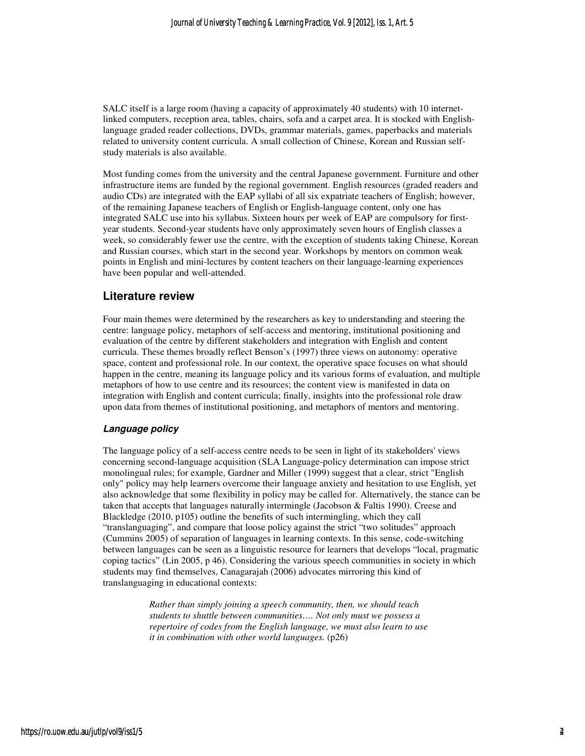SALC itself is a large room (having a capacity of approximately 40 students) with 10 internet-linked computers, reception area, tables, chairs, sofa and a carpet area. It is stocked with English-language graded reader collections, DVDs, grammar materials, games, paperbacks and materials related to university content curricula. A small collection of Chinese, Korean and Russian self-study materials is also available.

Most funding comes from the university and the central Japanese government. Furniture and other infrastructure items are funded by the regional government. English resources (graded readers and audio CDs) are integrated with the EAP syllabi of all six expatriate teachers of English; however, of the remaining Japanese teachers of English or English-language content, only one has integrated SALC use into his syllabus. Sixteen hours per week of EAP are compulsory for first-year students. Second-year students have only approximately seven hours of English classes a week, so considerably fewer use the centre, with the exception of students taking Chinese, Korean and Russian courses, which start in the second year. Workshops by mentors on common weak points in English and mini-lectures by content teachers on their language-learning experiences have been popular and well-attended.

## Literature review

Four main themes were determined by the researchers as key to understanding and steering the centre: language policy, metaphors of self-access and mentoring, institutional positioning and evaluation of the centre by different stakeholders and integration with English and content curricula. These themes broadly reflect Benson's (1997) three views on autonomy: operative space, content and professional role. In our context, the operative space focuses on what should happen in the centre, meaning its language policy and its various forms of evaluation, and multiple metaphors of how to use centre and its resources; the content view is manifested in data on integration with English and content curricula; finally, insights into the professional role draw upon data from themes of institutional positioning, and metaphors of mentors and mentoring.

### *Language policy*

The language policy of a self-access centre needs to be seen in light of its stakeholders' views concerning second-language acquisition (SLA Language-policy determination can impose strict monolingual rules; for example, Gardner and Miller (1999) suggest that a clear, strict "English only" policy may help learners overcome their language anxiety and hesitation to use English, yet also acknowledge that some flexibility in policy may be called for. Alternatively, the stance can be taken that accepts that languages naturally intermingle (Jacobson & Faltis 1990). Creese and Blackledge (2010, p105) outline the benefits of such intermingling, which they call "translanguaging", and compare that loose policy against the strict "two solitudes" approach (Cummins 2005) of separation of languages in learning contexts. In this sense, code-switching between languages can be seen as a linguistic resource for learners that develops "local, pragmatic coping tactics" (Lin 2005, p 46). Considering the various speech communities in society in which students may find themselves, Canagarajah (2006) advocates mirroring this kind of translanguaging in educational contexts:

> *Rather than simply joining a speech community, then, we should teach students to shuttle between communities…. Not only must we possess a repertoire of codes from the English language, we must also learn to use it in combination with other world languages.* (p26)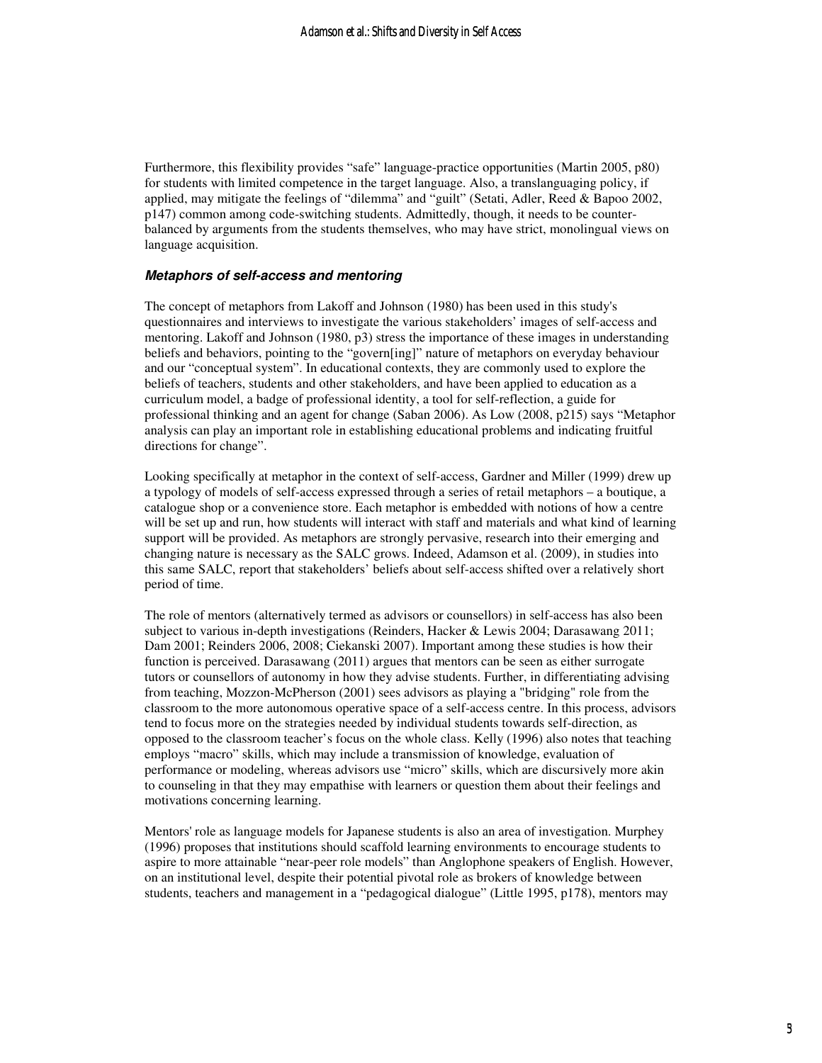Furthermore, this flexibility provides "safe" language-practice opportunities (Martin 2005, p80) for students with limited competence in the target language. Also, a translanguaging policy, if applied, may mitigate the feelings of "dilemma" and "guilt" (Setati, Adler, Reed & Bapoo 2002, p147) common among code-switching students. Admittedly, though, it needs to be counter-balanced by arguments from the students themselves, who may have strict, monolingual views on language acquisition.

### *Metaphors of self-access and mentoring*

The concept of metaphors from Lakoff and Johnson (1980) has been used in this study's questionnaires and interviews to investigate the various stakeholders' images of self-access and mentoring. Lakoff and Johnson (1980, p3) stress the importance of these images in understanding beliefs and behaviors, pointing to the "govern[ing]" nature of metaphors on everyday behaviour and our "conceptual system". In educational contexts, they are commonly used to explore the beliefs of teachers, students and other stakeholders, and have been applied to education as a curriculum model, a badge of professional identity, a tool for self-reflection, a guide for professional thinking and an agent for change (Saban 2006). As Low (2008, p215) says "Metaphor analysis can play an important role in establishing educational problems and indicating fruitful directions for change".

Looking specifically at metaphor in the context of self-access, Gardner and Miller (1999) drew up a typology of models of self-access expressed through a series of retail metaphors – a boutique, a catalogue shop or a convenience store. Each metaphor is embedded with notions of how a centre will be set up and run, how students will interact with staff and materials and what kind of learning support will be provided. As metaphors are strongly pervasive, research into their emerging and changing nature is necessary as the SALC grows. Indeed, Adamson et al. (2009), in studies into this same SALC, report that stakeholders' beliefs about self-access shifted over a relatively short period of time.

The role of mentors (alternatively termed as advisors or counsellors) in self-access has also been subject to various in-depth investigations (Reinders, Hacker & Lewis 2004; Darasawang 2011; Dam 2001; Reinders 2006, 2008; Ciekanski 2007). Important among these studies is how their function is perceived. Darasawang (2011) argues that mentors can be seen as either surrogate tutors or counsellors of autonomy in how they advise students. Further, in differentiating advising from teaching, Mozzon-McPherson (2001) sees advisors as playing a "bridging" role from the classroom to the more autonomous operative space of a self-access centre. In this process, advisors tend to focus more on the strategies needed by individual students towards self-direction, as opposed to the classroom teacher's focus on the whole class. Kelly (1996) also notes that teaching employs "macro" skills, which may include a transmission of knowledge, evaluation of performance or modeling, whereas advisors use "micro" skills, which are discursively more akin to counseling in that they may empathise with learners or question them about their feelings and motivations concerning learning.

Mentors' role as language models for Japanese students is also an area of investigation. Murphey (1996) proposes that institutions should scaffold learning environments to encourage students to aspire to more attainable "near-peer role models" than Anglophone speakers of English. However, on an institutional level, despite their potential pivotal role as brokers of knowledge between students, teachers and management in a "pedagogical dialogue" (Little 1995, p178), mentors may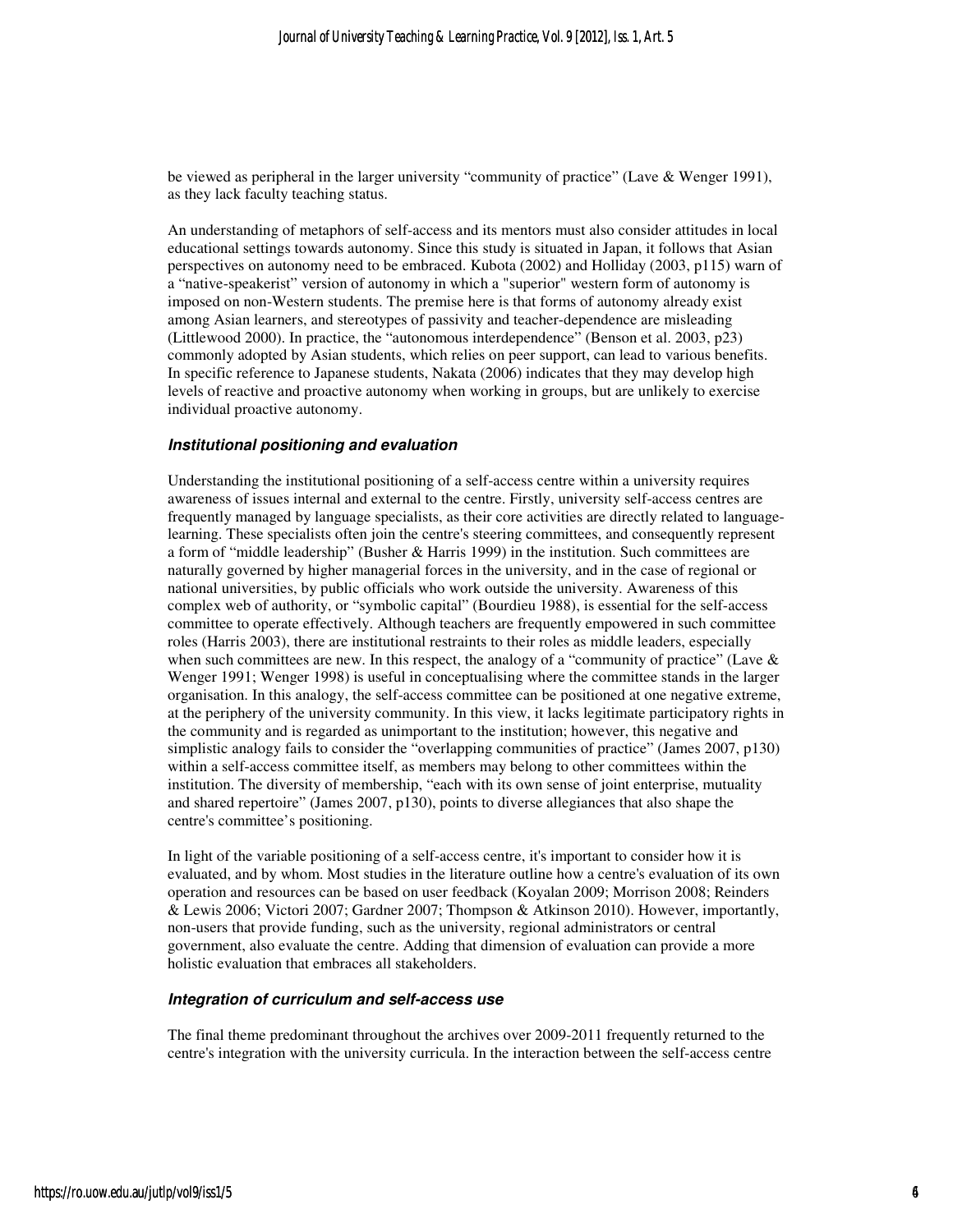be viewed as peripheral in the larger university "community of practice" (Lave & Wenger 1991), as they lack faculty teaching status.

An understanding of metaphors of self-access and its mentors must also consider attitudes in local educational settings towards autonomy. Since this study is situated in Japan, it follows that Asian perspectives on autonomy need to be embraced. Kubota (2002) and Holliday (2003, p115) warn of a "native-speakerist" version of autonomy in which a "superior" western form of autonomy is imposed on non-Western students. The premise here is that forms of autonomy already exist among Asian learners, and stereotypes of passivity and teacher-dependence are misleading (Littlewood 2000). In practice, the "autonomous interdependence" (Benson et al. 2003, p23) commonly adopted by Asian students, which relies on peer support, can lead to various benefits. In specific reference to Japanese students, Nakata (2006) indicates that they may develop high levels of reactive and proactive autonomy when working in groups, but are unlikely to exercise individual proactive autonomy.

### *Institutional positioning and evaluation*

Understanding the institutional positioning of a self-access centre within a university requires awareness of issues internal and external to the centre. Firstly, university self-access centres are frequently managed by language specialists, as their core activities are directly related to language-learning. These specialists often join the centre's steering committees, and consequently represent a form of "middle leadership" (Busher & Harris 1999) in the institution. Such committees are naturally governed by higher managerial forces in the university, and in the case of regional or national universities, by public officials who work outside the university. Awareness of this complex web of authority, or "symbolic capital" (Bourdieu 1988), is essential for the self-access committee to operate effectively. Although teachers are frequently empowered in such committee roles (Harris 2003), there are institutional restraints to their roles as middle leaders, especially when such committees are new. In this respect, the analogy of a "community of practice" (Lave & Wenger 1991; Wenger 1998) is useful in conceptualising where the committee stands in the larger organisation. In this analogy, the self-access committee can be positioned at one negative extreme, at the periphery of the university community. In this view, it lacks legitimate participatory rights in the community and is regarded as unimportant to the institution; however, this negative and simplistic analogy fails to consider the "overlapping communities of practice" (James 2007, p130) within a self-access committee itself, as members may belong to other committees within the institution. The diversity of membership, "each with its own sense of joint enterprise, mutuality and shared repertoire" (James 2007, p130), points to diverse allegiances that also shape the centre's committee's positioning.

In light of the variable positioning of a self-access centre, it's important to consider how it is evaluated, and by whom. Most studies in the literature outline how a centre's evaluation of its own operation and resources can be based on user feedback (Koyalan 2009; Morrison 2008; Reinders & Lewis 2006; Victori 2007; Gardner 2007; Thompson & Atkinson 2010). However, importantly, non-users that provide funding, such as the university, regional administrators or central government, also evaluate the centre. Adding that dimension of evaluation can provide a more holistic evaluation that embraces all stakeholders.

### *Integration of curriculum and self-access use*

The final theme predominant throughout the archives over 2009-2011 frequently returned to the centre's integration with the university curricula. In the interaction between the self-access centre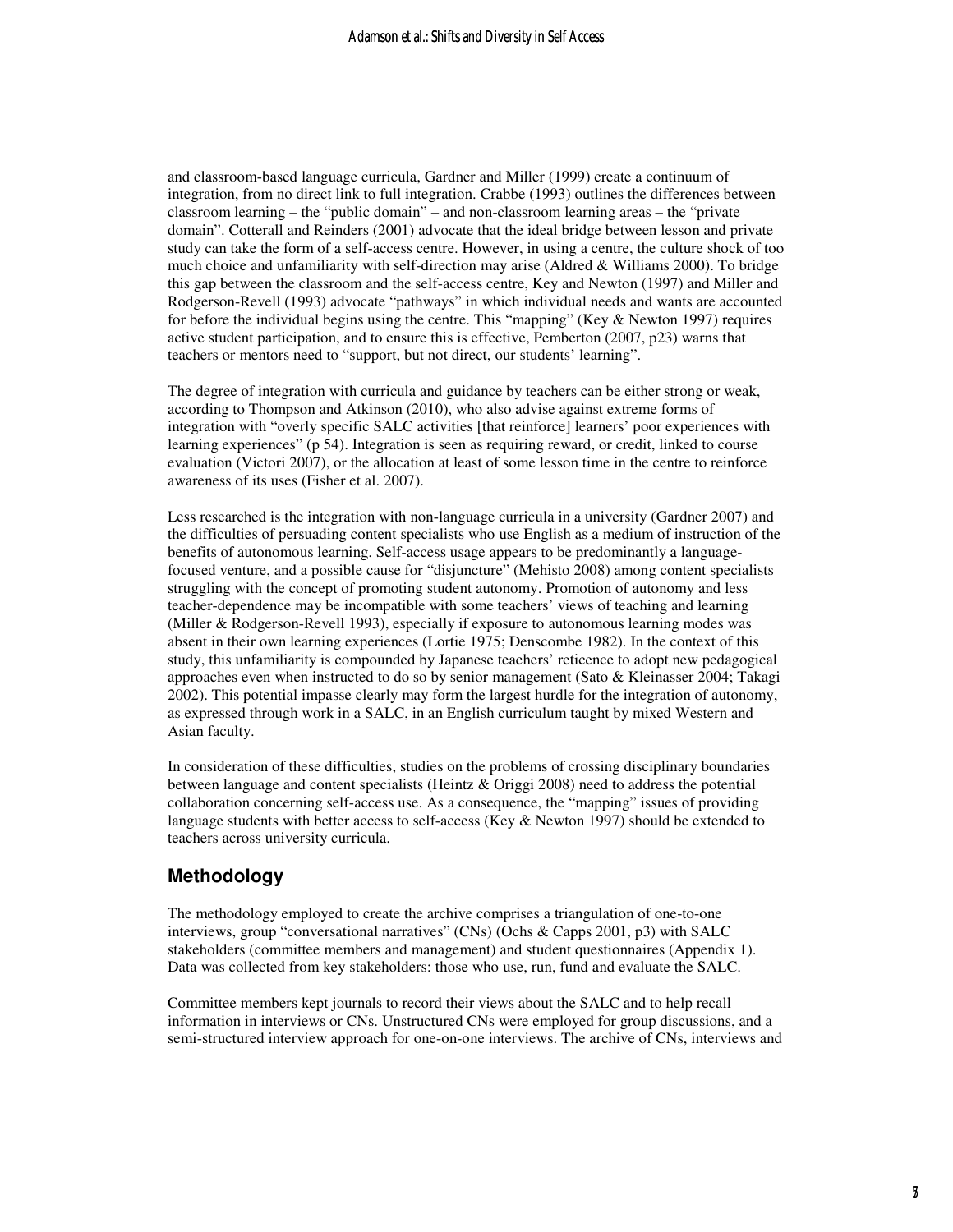and classroom-based language curricula, Gardner and Miller (1999) create a continuum of integration, from no direct link to full integration. Crabbe (1993) outlines the differences between classroom learning – the "public domain" – and non-classroom learning areas – the "private domain". Cotterall and Reinders (2001) advocate that the ideal bridge between lesson and private study can take the form of a self-access centre. However, in using a centre, the culture shock of too much choice and unfamiliarity with self-direction may arise (Aldred & Williams 2000). To bridge this gap between the classroom and the self-access centre, Key and Newton (1997) and Miller and Rodgerson-Revell (1993) advocate "pathways" in which individual needs and wants are accounted for before the individual begins using the centre. This "mapping" (Key & Newton 1997) requires active student participation, and to ensure this is effective, Pemberton (2007, p23) warns that teachers or mentors need to "support, but not direct, our students' learning".

The degree of integration with curricula and guidance by teachers can be either strong or weak, according to Thompson and Atkinson (2010), who also advise against extreme forms of integration with "overly specific SALC activities [that reinforce] learners' poor experiences with learning experiences" (p 54). Integration is seen as requiring reward, or credit, linked to course evaluation (Victori 2007), or the allocation at least of some lesson time in the centre to reinforce awareness of its uses (Fisher et al. 2007).

Less researched is the integration with non-language curricula in a university (Gardner 2007) and the difficulties of persuading content specialists who use English as a medium of instruction of the benefits of autonomous learning. Self-access usage appears to be predominantly a language-focused venture, and a possible cause for "disjuncture" (Mehisto 2008) among content specialists struggling with the concept of promoting student autonomy. Promotion of autonomy and less teacher-dependence may be incompatible with some teachers' views of teaching and learning (Miller & Rodgerson-Revell 1993), especially if exposure to autonomous learning modes was absent in their own learning experiences (Lortie 1975; Denscombe 1982). In the context of this study, this unfamiliarity is compounded by Japanese teachers' reticence to adopt new pedagogical approaches even when instructed to do so by senior management (Sato & Kleinasser 2004; Takagi 2002). This potential impasse clearly may form the largest hurdle for the integration of autonomy, as expressed through work in a SALC, in an English curriculum taught by mixed Western and Asian faculty.

In consideration of these difficulties, studies on the problems of crossing disciplinary boundaries between language and content specialists (Heintz & Origgi 2008) need to address the potential collaboration concerning self-access use. As a consequence, the "mapping" issues of providing language students with better access to self-access (Key & Newton 1997) should be extended to teachers across university curricula.

## Methodology

The methodology employed to create the archive comprises a triangulation of one-to-one interviews, group "conversational narratives" (CNs) (Ochs & Capps 2001, p3) with SALC stakeholders (committee members and management) and student questionnaires (Appendix 1). Data was collected from key stakeholders: those who use, run, fund and evaluate the SALC.

Committee members kept journals to record their views about the SALC and to help recall information in interviews or CNs. Unstructured CNs were employed for group discussions, and a semi-structured interview approach for one-on-one interviews. The archive of CNs, interviews and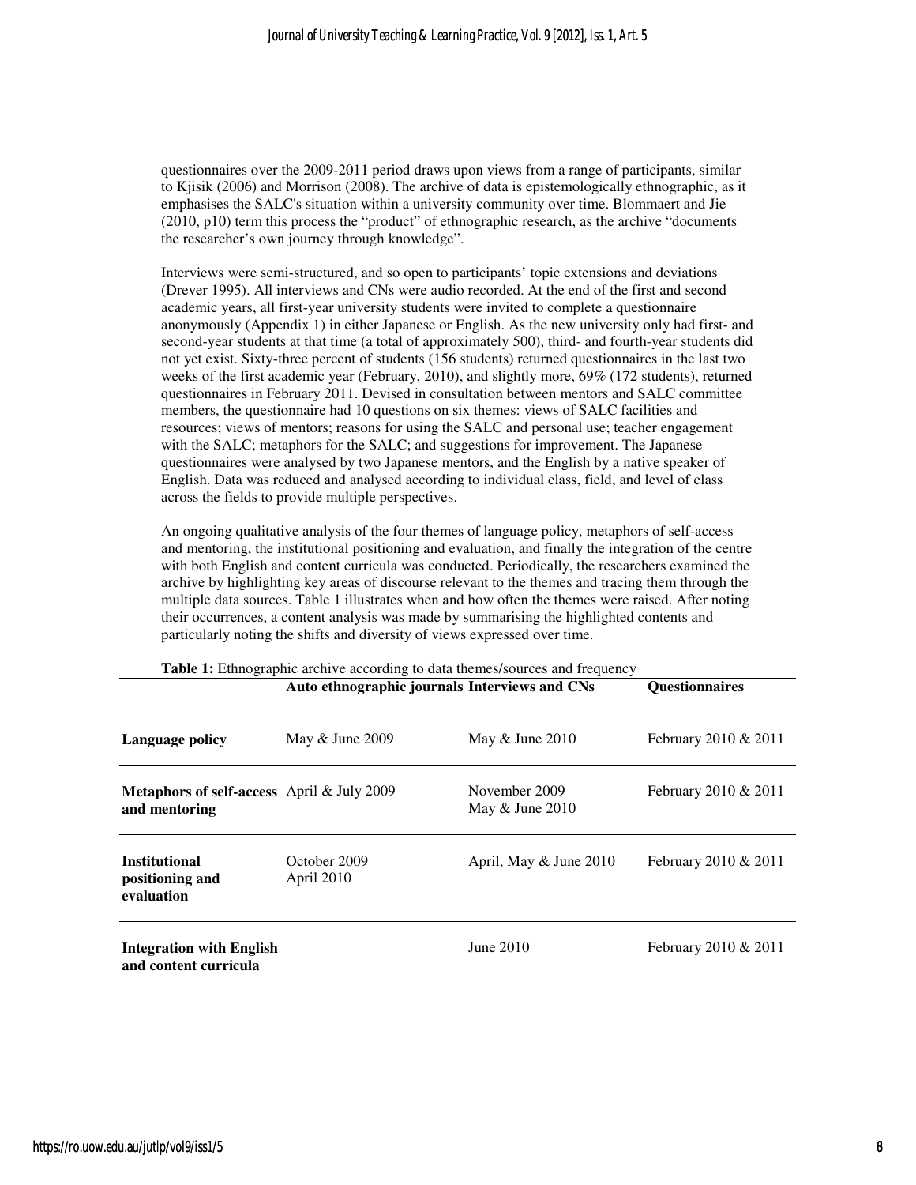questionnaires over the 2009-2011 period draws upon views from a range of participants, similar to Kjisik (2006) and Morrison (2008). The archive of data is epistemologically ethnographic, as it emphasises the SALC's situation within a university community over time. Blommaert and Jie (2010, p10) term this process the "product" of ethnographic research, as the archive "documents the researcher's own journey through knowledge".

Interviews were semi-structured, and so open to participants' topic extensions and deviations (Drever 1995). All interviews and CNs were audio recorded. At the end of the first and second academic years, all first-year university students were invited to complete a questionnaire anonymously (Appendix 1) in either Japanese or English. As the new university only had first- and second-year students at that time (a total of approximately 500), third- and fourth-year students did not yet exist. Sixty-three percent of students (156 students) returned questionnaires in the last two weeks of the first academic year (February, 2010), and slightly more, 69% (172 students), returned questionnaires in February 2011. Devised in consultation between mentors and SALC committee members, the questionnaire had 10 questions on six themes: views of SALC facilities and resources; views of mentors; reasons for using the SALC and personal use; teacher engagement with the SALC; metaphors for the SALC; and suggestions for improvement. The Japanese questionnaires were analysed by two Japanese mentors, and the English by a native speaker of English. Data was reduced and analysed according to individual class, field, and level of class across the fields to provide multiple perspectives.

An ongoing qualitative analysis of the four themes of language policy, metaphors of self-access and mentoring, the institutional positioning and evaluation, and finally the integration of the centre with both English and content curricula was conducted. Periodically, the researchers examined the archive by highlighting key areas of discourse relevant to the themes and tracing them through the multiple data sources. Table 1 illustrates when and how often the themes were raised. After noting their occurrences, a content analysis was made by summarising the highlighted contents and particularly noting the shifts and diversity of views expressed over time.

**Table 1:** Ethnographic archive according to data themes/sources and frequency

| | Auto ethnographic journals | Interviews and CNs | Questionnaires |
|---|---|---|---|
| **Language policy** | May & June 2009 | May & June 2010 | February 2010 & 2011 |
| **Metaphors of self-access and mentoring** | April & July 2009 | November 2009<br>May & June 2010 | February 2010 & 2011 |
| **Institutional positioning and evaluation** | October 2009<br>April 2010 | April, May & June 2010 | February 2010 & 2011 |
| **Integration with English and content curricula** | | June 2010 | February 2010 & 2011 |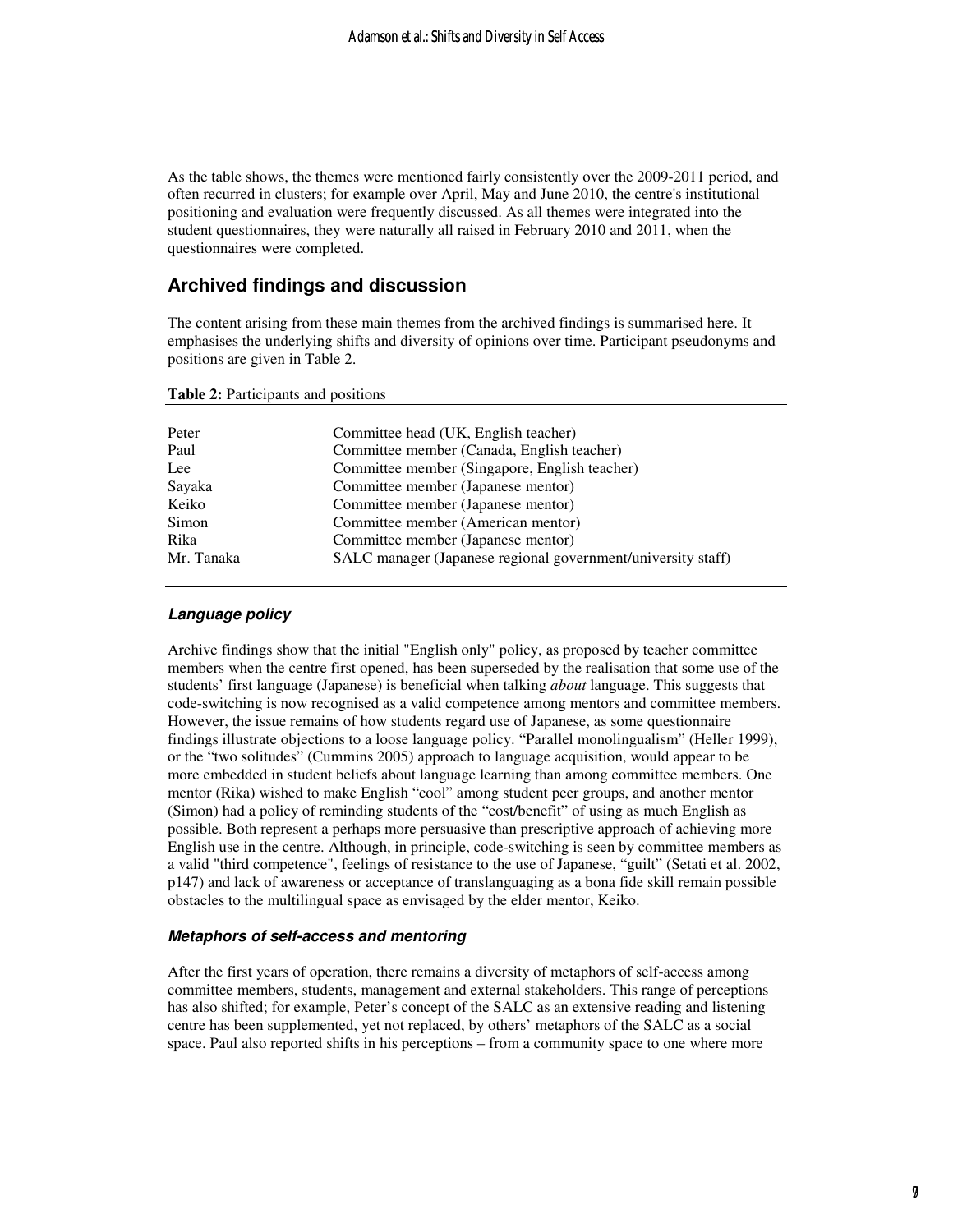As the table shows, the themes were mentioned fairly consistently over the 2009-2011 period, and often recurred in clusters; for example over April, May and June 2010, the centre's institutional positioning and evaluation were frequently discussed. As all themes were integrated into the student questionnaires, they were naturally all raised in February 2010 and 2011, when the questionnaires were completed.

## Archived findings and discussion

The content arising from these main themes from the archived findings is summarised here. It emphasises the underlying shifts and diversity of opinions over time. Participant pseudonyms and positions are given in Table 2.

**Table 2:** Participants and positions

| | |
|---|---|
| Peter | Committee head (UK, English teacher) |
| Paul | Committee member (Canada, English teacher) |
| Lee | Committee member (Singapore, English teacher) |
| Sayaka | Committee member (Japanese mentor) |
| Keiko | Committee member (Japanese mentor) |
| Simon | Committee member (American mentor) |
| Rika | Committee member (Japanese mentor) |
| Mr. Tanaka | SALC manager (Japanese regional government/university staff) |

### *Language policy*

Archive findings show that the initial "English only" policy, as proposed by teacher committee members when the centre first opened, has been superseded by the realisation that some use of the students' first language (Japanese) is beneficial when talking *about* language. This suggests that code-switching is now recognised as a valid competence among mentors and committee members. However, the issue remains of how students regard use of Japanese, as some questionnaire findings illustrate objections to a loose language policy. "Parallel monolingualism" (Heller 1999), or the "two solitudes" (Cummins 2005) approach to language acquisition, would appear to be more embedded in student beliefs about language learning than among committee members. One mentor (Rika) wished to make English "cool" among student peer groups, and another mentor (Simon) had a policy of reminding students of the "cost/benefit" of using as much English as possible. Both represent a perhaps more persuasive than prescriptive approach of achieving more English use in the centre. Although, in principle, code-switching is seen by committee members as a valid "third competence", feelings of resistance to the use of Japanese, "guilt" (Setati et al. 2002, p147) and lack of awareness or acceptance of translanguaging as a bona fide skill remain possible obstacles to the multilingual space as envisaged by the elder mentor, Keiko.

### *Metaphors of self-access and mentoring*

After the first years of operation, there remains a diversity of metaphors of self-access among committee members, students, management and external stakeholders. This range of perceptions has also shifted; for example, Peter's concept of the SALC as an extensive reading and listening centre has been supplemented, yet not replaced, by others' metaphors of the SALC as a social space. Paul also reported shifts in his perceptions – from a community space to one where more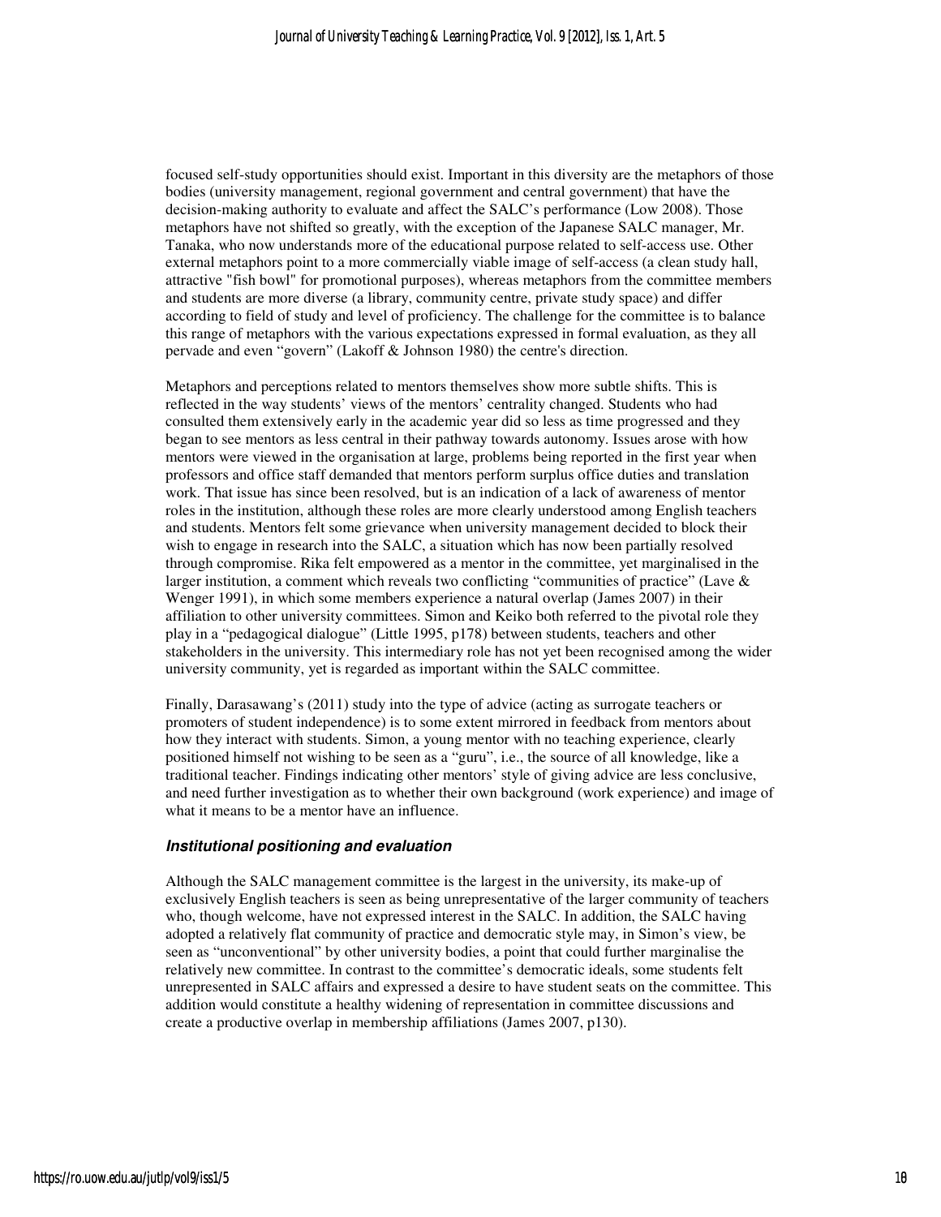focused self-study opportunities should exist. Important in this diversity are the metaphors of those bodies (university management, regional government and central government) that have the decision-making authority to evaluate and affect the SALC's performance (Low 2008). Those metaphors have not shifted so greatly, with the exception of the Japanese SALC manager, Mr. Tanaka, who now understands more of the educational purpose related to self-access use. Other external metaphors point to a more commercially viable image of self-access (a clean study hall, attractive "fish bowl" for promotional purposes), whereas metaphors from the committee members and students are more diverse (a library, community centre, private study space) and differ according to field of study and level of proficiency. The challenge for the committee is to balance this range of metaphors with the various expectations expressed in formal evaluation, as they all pervade and even "govern" (Lakoff & Johnson 1980) the centre's direction.

Metaphors and perceptions related to mentors themselves show more subtle shifts. This is reflected in the way students' views of the mentors' centrality changed. Students who had consulted them extensively early in the academic year did so less as time progressed and they began to see mentors as less central in their pathway towards autonomy. Issues arose with how mentors were viewed in the organisation at large, problems being reported in the first year when professors and office staff demanded that mentors perform surplus office duties and translation work. That issue has since been resolved, but is an indication of a lack of awareness of mentor roles in the institution, although these roles are more clearly understood among English teachers and students. Mentors felt some grievance when university management decided to block their wish to engage in research into the SALC, a situation which has now been partially resolved through compromise. Rika felt empowered as a mentor in the committee, yet marginalised in the larger institution, a comment which reveals two conflicting "communities of practice" (Lave & Wenger 1991), in which some members experience a natural overlap (James 2007) in their affiliation to other university committees. Simon and Keiko both referred to the pivotal role they play in a "pedagogical dialogue" (Little 1995, p178) between students, teachers and other stakeholders in the university. This intermediary role has not yet been recognised among the wider university community, yet is regarded as important within the SALC committee.

Finally, Darasawang's (2011) study into the type of advice (acting as surrogate teachers or promoters of student independence) is to some extent mirrored in feedback from mentors about how they interact with students. Simon, a young mentor with no teaching experience, clearly positioned himself not wishing to be seen as a "guru", i.e., the source of all knowledge, like a traditional teacher. Findings indicating other mentors' style of giving advice are less conclusive, and need further investigation as to whether their own background (work experience) and image of what it means to be a mentor have an influence.

### *Institutional positioning and evaluation*

Although the SALC management committee is the largest in the university, its make-up of exclusively English teachers is seen as being unrepresentative of the larger community of teachers who, though welcome, have not expressed interest in the SALC. In addition, the SALC having adopted a relatively flat community of practice and democratic style may, in Simon's view, be seen as "unconventional" by other university bodies, a point that could further marginalise the relatively new committee. In contrast to the committee's democratic ideals, some students felt unrepresented in SALC affairs and expressed a desire to have student seats on the committee. This addition would constitute a healthy widening of representation in committee discussions and create a productive overlap in membership affiliations (James 2007, p130).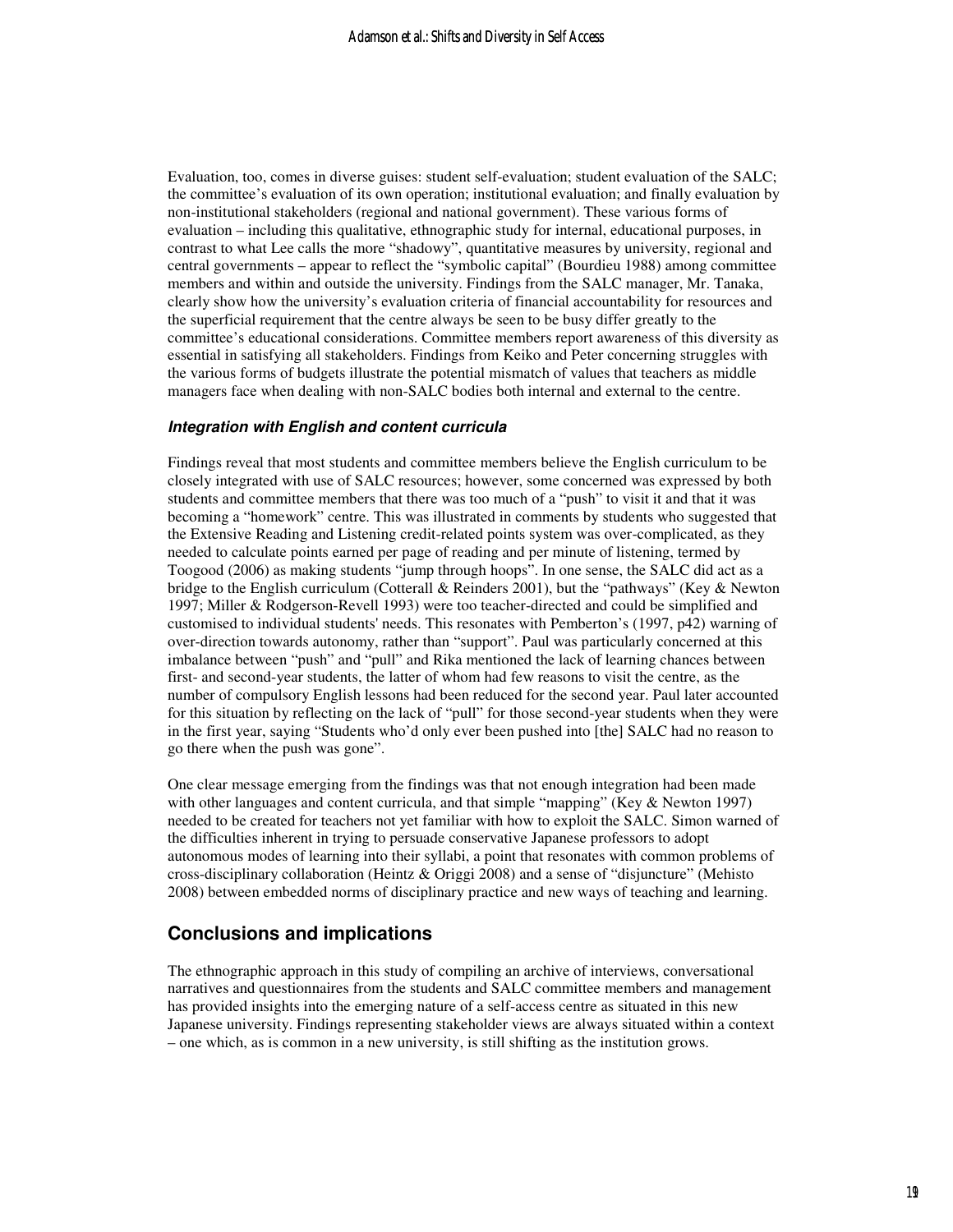Evaluation, too, comes in diverse guises: student self-evaluation; student evaluation of the SALC; the committee's evaluation of its own operation; institutional evaluation; and finally evaluation by non-institutional stakeholders (regional and national government). These various forms of evaluation – including this qualitative, ethnographic study for internal, educational purposes, in contrast to what Lee calls the more "shadowy", quantitative measures by university, regional and central governments – appear to reflect the "symbolic capital" (Bourdieu 1988) among committee members and within and outside the university. Findings from the SALC manager, Mr. Tanaka, clearly show how the university's evaluation criteria of financial accountability for resources and the superficial requirement that the centre always be seen to be busy differ greatly to the committee's educational considerations. Committee members report awareness of this diversity as essential in satisfying all stakeholders. Findings from Keiko and Peter concerning struggles with the various forms of budgets illustrate the potential mismatch of values that teachers as middle managers face when dealing with non-SALC bodies both internal and external to the centre.

#### *Integration with English and content curricula*

Findings reveal that most students and committee members believe the English curriculum to be closely integrated with use of SALC resources; however, some concerned was expressed by both students and committee members that there was too much of a "push" to visit it and that it was becoming a "homework" centre. This was illustrated in comments by students who suggested that the Extensive Reading and Listening credit-related points system was over-complicated, as they needed to calculate points earned per page of reading and per minute of listening, termed by Toogood (2006) as making students "jump through hoops". In one sense, the SALC did act as a bridge to the English curriculum (Cotterall & Reinders 2001), but the "pathways" (Key & Newton 1997; Miller & Rodgerson-Revell 1993) were too teacher-directed and could be simplified and customised to individual students' needs. This resonates with Pemberton's (1997, p42) warning of over-direction towards autonomy, rather than "support". Paul was particularly concerned at this imbalance between "push" and "pull" and Rika mentioned the lack of learning chances between first- and second-year students, the latter of whom had few reasons to visit the centre, as the number of compulsory English lessons had been reduced for the second year. Paul later accounted for this situation by reflecting on the lack of "pull" for those second-year students when they were in the first year, saying "Students who'd only ever been pushed into [the] SALC had no reason to go there when the push was gone".

One clear message emerging from the findings was that not enough integration had been made with other languages and content curricula, and that simple "mapping" (Key & Newton 1997) needed to be created for teachers not yet familiar with how to exploit the SALC. Simon warned of the difficulties inherent in trying to persuade conservative Japanese professors to adopt autonomous modes of learning into their syllabi, a point that resonates with common problems of cross-disciplinary collaboration (Heintz & Origgi 2008) and a sense of "disjuncture" (Mehisto 2008) between embedded norms of disciplinary practice and new ways of teaching and learning.

## Conclusions and implications

The ethnographic approach in this study of compiling an archive of interviews, conversational narratives and questionnaires from the students and SALC committee members and management has provided insights into the emerging nature of a self-access centre as situated in this new Japanese university. Findings representing stakeholder views are always situated within a context – one which, as is common in a new university, is still shifting as the institution grows.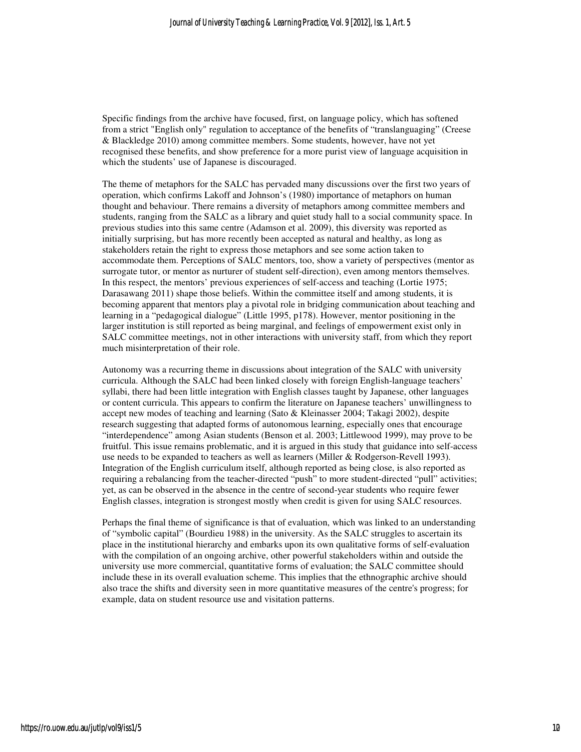Specific findings from the archive have focused, first, on language policy, which has softened from a strict "English only" regulation to acceptance of the benefits of "translanguaging" (Creese & Blackledge 2010) among committee members. Some students, however, have not yet recognised these benefits, and show preference for a more purist view of language acquisition in which the students' use of Japanese is discouraged.

The theme of metaphors for the SALC has pervaded many discussions over the first two years of operation, which confirms Lakoff and Johnson's (1980) importance of metaphors on human thought and behaviour. There remains a diversity of metaphors among committee members and students, ranging from the SALC as a library and quiet study hall to a social community space. In previous studies into this same centre (Adamson et al. 2009), this diversity was reported as initially surprising, but has more recently been accepted as natural and healthy, as long as stakeholders retain the right to express those metaphors and see some action taken to accommodate them. Perceptions of SALC mentors, too, show a variety of perspectives (mentor as surrogate tutor, or mentor as nurturer of student self-direction), even among mentors themselves. In this respect, the mentors' previous experiences of self-access and teaching (Lortie 1975; Darasawang 2011) shape those beliefs. Within the committee itself and among students, it is becoming apparent that mentors play a pivotal role in bridging communication about teaching and learning in a "pedagogical dialogue" (Little 1995, p178). However, mentor positioning in the larger institution is still reported as being marginal, and feelings of empowerment exist only in SALC committee meetings, not in other interactions with university staff, from which they report much misinterpretation of their role.

Autonomy was a recurring theme in discussions about integration of the SALC with university curricula. Although the SALC had been linked closely with foreign English-language teachers' syllabi, there had been little integration with English classes taught by Japanese, other languages or content curricula. This appears to confirm the literature on Japanese teachers' unwillingness to accept new modes of teaching and learning (Sato & Kleinasser 2004; Takagi 2002), despite research suggesting that adapted forms of autonomous learning, especially ones that encourage "interdependence" among Asian students (Benson et al. 2003; Littlewood 1999), may prove to be fruitful. This issue remains problematic, and it is argued in this study that guidance into self-access use needs to be expanded to teachers as well as learners (Miller & Rodgerson-Revell 1993). Integration of the English curriculum itself, although reported as being close, is also reported as requiring a rebalancing from the teacher-directed "push" to more student-directed "pull" activities; yet, as can be observed in the absence in the centre of second-year students who require fewer English classes, integration is strongest mostly when credit is given for using SALC resources.

Perhaps the final theme of significance is that of evaluation, which was linked to an understanding of "symbolic capital" (Bourdieu 1988) in the university. As the SALC struggles to ascertain its place in the institutional hierarchy and embarks upon its own qualitative forms of self-evaluation with the compilation of an ongoing archive, other powerful stakeholders within and outside the university use more commercial, quantitative forms of evaluation; the SALC committee should include these in its overall evaluation scheme. This implies that the ethnographic archive should also trace the shifts and diversity seen in more quantitative measures of the centre's progress; for example, data on student resource use and visitation patterns.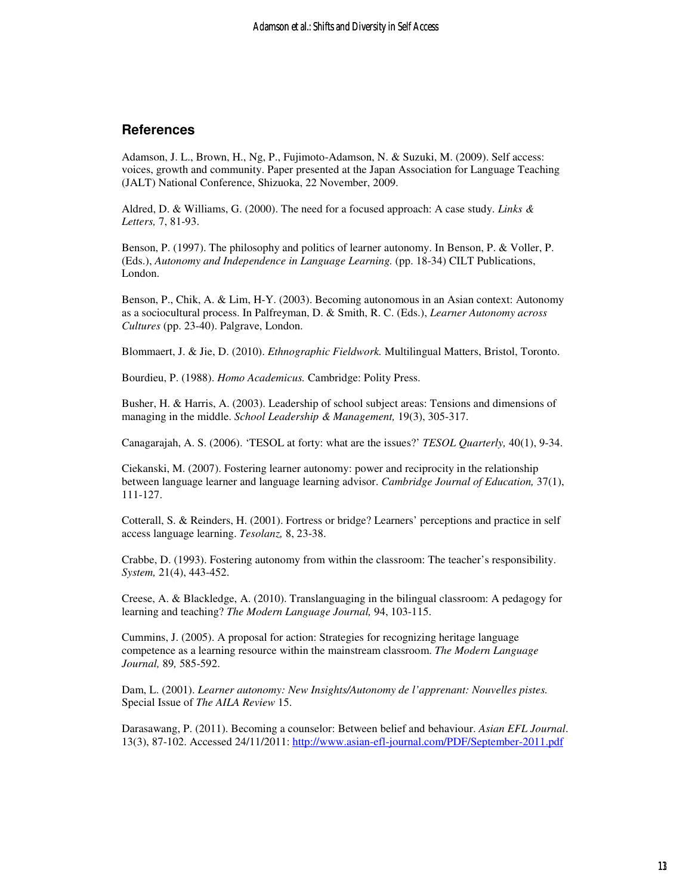## References

Adamson, J. L., Brown, H., Ng, P., Fujimoto-Adamson, N. & Suzuki, M. (2009). Self access: voices, growth and community. Paper presented at the Japan Association for Language Teaching (JALT) National Conference, Shizuoka, 22 November, 2009.

Aldred, D. & Williams, G. (2000). The need for a focused approach: A case study. *Links & Letters,* 7, 81-93.

Benson, P. (1997). The philosophy and politics of learner autonomy. In Benson, P. & Voller, P. (Eds.), *Autonomy and Independence in Language Learning.* (pp. 18-34) CILT Publications, London.

Benson, P., Chik, A. & Lim, H-Y. (2003). Becoming autonomous in an Asian context: Autonomy as a sociocultural process. In Palfreyman, D. & Smith, R. C. (Eds.), *Learner Autonomy across Cultures* (pp. 23-40). Palgrave, London.

Blommaert, J. & Jie, D. (2010). *Ethnographic Fieldwork.* Multilingual Matters, Bristol, Toronto.

Bourdieu, P. (1988). *Homo Academicus.* Cambridge: Polity Press.

Busher, H. & Harris, A. (2003). Leadership of school subject areas: Tensions and dimensions of managing in the middle. *School Leadership & Management,* 19(3), 305-317.

Canagarajah, A. S. (2006). 'TESOL at forty: what are the issues?' *TESOL Quarterly,* 40(1), 9-34.

Ciekanski, M. (2007). Fostering learner autonomy: power and reciprocity in the relationship between language learner and language learning advisor. *Cambridge Journal of Education,* 37(1), 111-127.

Cotterall, S. & Reinders, H. (2001). Fortress or bridge? Learners' perceptions and practice in self access language learning. *Tesolanz,* 8, 23-38.

Crabbe, D. (1993). Fostering autonomy from within the classroom: The teacher's responsibility. *System,* 21(4), 443-452.

Creese, A. & Blackledge, A. (2010). Translanguaging in the bilingual classroom: A pedagogy for learning and teaching? *The Modern Language Journal,* 94, 103-115.

Cummins, J. (2005). A proposal for action: Strategies for recognizing heritage language competence as a learning resource within the mainstream classroom. *The Modern Language Journal,* 89*,* 585-592.

Dam, L. (2001). *Learner autonomy: New Insights/Autonomy de l'apprenant: Nouvelles pistes.* Special Issue of *The AILA Review* 15.

Darasawang, P. (2011). Becoming a counselor: Between belief and behaviour. *Asian EFL Journal*. 13(3), 87-102. Accessed 24/11/2011: http://www.asian-efl-journal.com/PDF/September-2011.pdf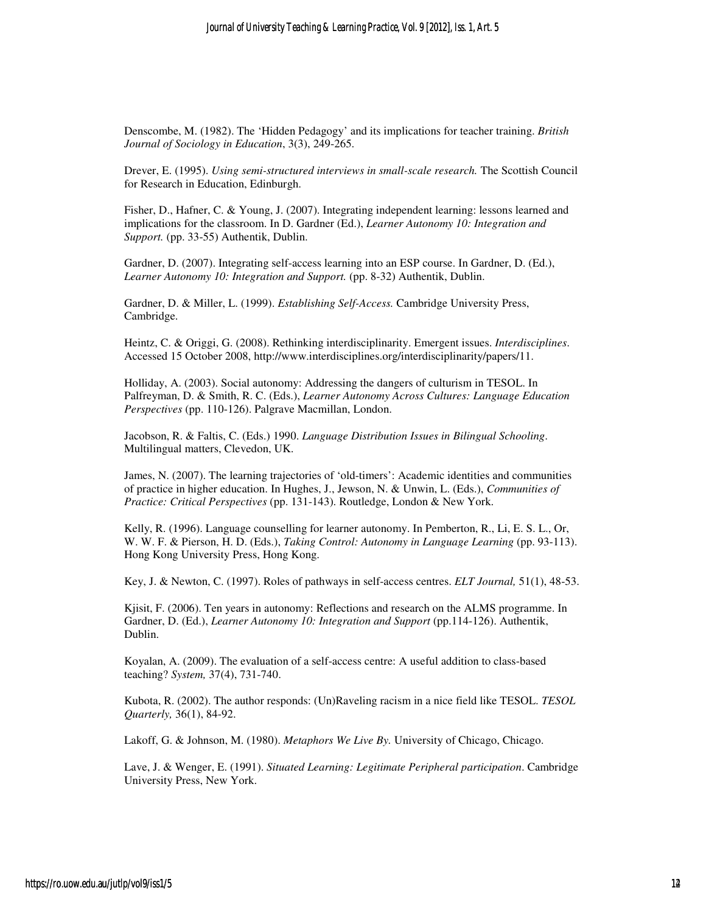Denscombe, M. (1982). The 'Hidden Pedagogy' and its implications for teacher training. *British Journal of Sociology in Education*, 3(3), 249-265.

Drever, E. (1995). *Using semi-structured interviews in small-scale research.* The Scottish Council for Research in Education, Edinburgh.

Fisher, D., Hafner, C. & Young, J. (2007). Integrating independent learning: lessons learned and implications for the classroom. In D. Gardner (Ed.), *Learner Autonomy 10: Integration and Support.* (pp. 33-55) Authentik, Dublin.

Gardner, D. (2007). Integrating self-access learning into an ESP course. In Gardner, D. (Ed.), *Learner Autonomy 10: Integration and Support.* (pp. 8-32) Authentik, Dublin.

Gardner, D. & Miller, L. (1999). *Establishing Self-Access.* Cambridge University Press, Cambridge.

Heintz, C. & Origgi, G. (2008). Rethinking interdisciplinarity. Emergent issues. *Interdisciplines*. Accessed 15 October 2008, http://www.interdisciplines.org/interdisciplinarity/papers/11.

Holliday, A. (2003). Social autonomy: Addressing the dangers of culturism in TESOL. In Palfreyman, D. & Smith, R. C. (Eds.), *Learner Autonomy Across Cultures: Language Education Perspectives* (pp. 110-126). Palgrave Macmillan, London.

Jacobson, R. & Faltis, C. (Eds.) 1990. *Language Distribution Issues in Bilingual Schooling*. Multilingual matters, Clevedon, UK.

James, N. (2007). The learning trajectories of 'old-timers': Academic identities and communities of practice in higher education. In Hughes, J., Jewson, N. & Unwin, L. (Eds.), *Communities of Practice: Critical Perspectives* (pp. 131-143). Routledge, London & New York.

Kelly, R. (1996). Language counselling for learner autonomy. In Pemberton, R., Li, E. S. L., Or, W. W. F. & Pierson, H. D. (Eds.), *Taking Control: Autonomy in Language Learning* (pp. 93-113). Hong Kong University Press, Hong Kong.

Key, J. & Newton, C. (1997). Roles of pathways in self-access centres. *ELT Journal,* 51(1), 48-53.

Kjisit, F. (2006). Ten years in autonomy: Reflections and research on the ALMS programme. In Gardner, D. (Ed.), *Learner Autonomy 10: Integration and Support* (pp.114-126). Authentik, Dublin.

Koyalan, A. (2009). The evaluation of a self-access centre: A useful addition to class-based teaching? *System,* 37(4), 731-740.

Kubota, R. (2002). The author responds: (Un)Raveling racism in a nice field like TESOL. *TESOL Quarterly,* 36(1), 84-92.

Lakoff, G. & Johnson, M. (1980). *Metaphors We Live By.* University of Chicago, Chicago.

Lave, J. & Wenger, E. (1991). *Situated Learning: Legitimate Peripheral participation*. Cambridge University Press, New York.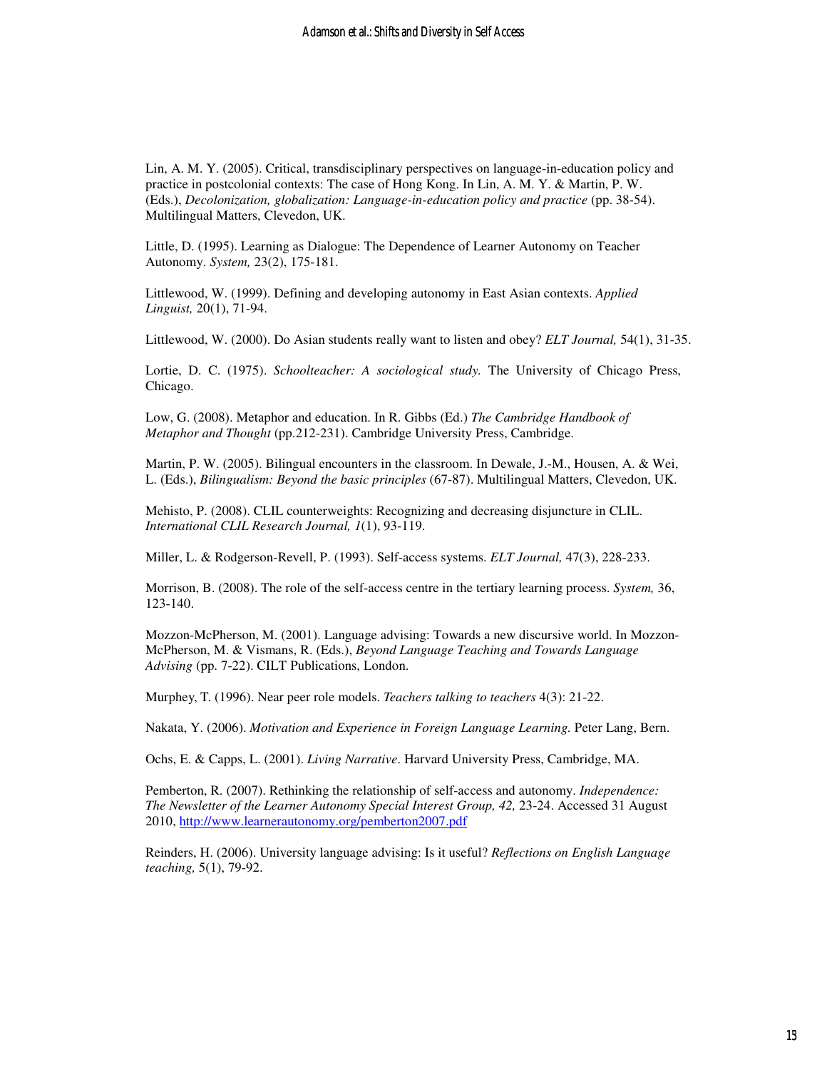Lin, A. M. Y. (2005). Critical, transdisciplinary perspectives on language-in-education policy and practice in postcolonial contexts: The case of Hong Kong. In Lin, A. M. Y. & Martin, P. W. (Eds.), *Decolonization, globalization: Language-in-education policy and practice* (pp. 38-54). Multilingual Matters, Clevedon, UK.

Little, D. (1995). Learning as Dialogue: The Dependence of Learner Autonomy on Teacher Autonomy. *System,* 23(2), 175-181.

Littlewood, W. (1999). Defining and developing autonomy in East Asian contexts. *Applied Linguist,* 20(1), 71-94.

Littlewood, W. (2000). Do Asian students really want to listen and obey? *ELT Journal,* 54(1), 31-35.

Lortie, D. C. (1975). *Schoolteacher: A sociological study.* The University of Chicago Press, Chicago.

Low, G. (2008). Metaphor and education. In R. Gibbs (Ed.) *The Cambridge Handbook of Metaphor and Thought* (pp.212-231). Cambridge University Press, Cambridge.

Martin, P. W. (2005). Bilingual encounters in the classroom. In Dewale, J.-M., Housen, A. & Wei, L. (Eds.), *Bilingualism: Beyond the basic principles* (67-87). Multilingual Matters, Clevedon, UK.

Mehisto, P. (2008). CLIL counterweights: Recognizing and decreasing disjuncture in CLIL. *International CLIL Research Journal, 1*(1), 93-119.

Miller, L. & Rodgerson-Revell, P. (1993). Self-access systems. *ELT Journal,* 47(3), 228-233.

Morrison, B. (2008). The role of the self-access centre in the tertiary learning process. *System,* 36, 123-140.

Mozzon-McPherson, M. (2001). Language advising: Towards a new discursive world. In Mozzon-McPherson, M. & Vismans, R. (Eds.), *Beyond Language Teaching and Towards Language Advising* (pp. 7-22). CILT Publications, London.

Murphey, T. (1996). Near peer role models. *Teachers talking to teachers* 4(3): 21-22.

Nakata, Y. (2006). *Motivation and Experience in Foreign Language Learning.* Peter Lang, Bern.

Ochs, E. & Capps, L. (2001). *Living Narrative*. Harvard University Press, Cambridge, MA.

Pemberton, R. (2007). Rethinking the relationship of self-access and autonomy. *Independence: The Newsletter of the Learner Autonomy Special Interest Group, 42,* 23-24. Accessed 31 August 2010, http://www.learnerautonomy.org/pemberton2007.pdf

Reinders, H. (2006). University language advising: Is it useful? *Reflections on English Language teaching,* 5(1), 79-92.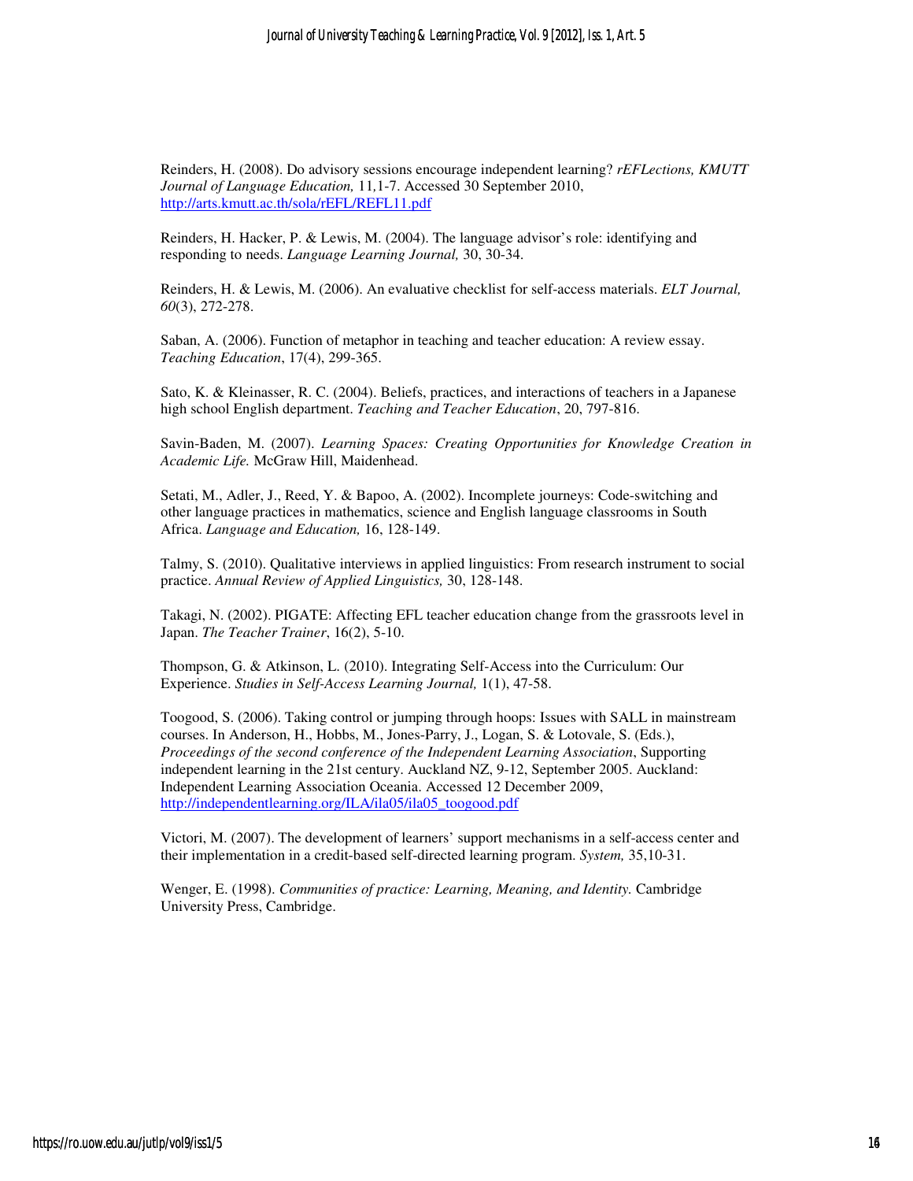Reinders, H. (2008). Do advisory sessions encourage independent learning? *rEFLections, KMUTT Journal of Language Education,* 11,1-7. Accessed 30 September 2010, http://arts.kmutt.ac.th/sola/rEFL/REFL11.pdf

Reinders, H. Hacker, P. & Lewis, M. (2004). The language advisor's role: identifying and responding to needs. *Language Learning Journal,* 30, 30-34.

Reinders, H. & Lewis, M. (2006). An evaluative checklist for self-access materials. *ELT Journal, 60*(3), 272-278.

Saban, A. (2006). Function of metaphor in teaching and teacher education: A review essay. *Teaching Education*, 17(4), 299-365.

Sato, K. & Kleinasser, R. C. (2004). Beliefs, practices, and interactions of teachers in a Japanese high school English department. *Teaching and Teacher Education*, 20, 797-816.

Savin-Baden, M. (2007). *Learning Spaces: Creating Opportunities for Knowledge Creation in Academic Life.* McGraw Hill, Maidenhead.

Setati, M., Adler, J., Reed, Y. & Bapoo, A. (2002). Incomplete journeys: Code-switching and other language practices in mathematics, science and English language classrooms in South Africa. *Language and Education,* 16, 128-149.

Talmy, S. (2010). Qualitative interviews in applied linguistics: From research instrument to social practice. *Annual Review of Applied Linguistics,* 30, 128-148.

Takagi, N. (2002). PIGATE: Affecting EFL teacher education change from the grassroots level in Japan. *The Teacher Trainer*, 16(2), 5-10.

Thompson, G. & Atkinson, L. (2010). Integrating Self-Access into the Curriculum: Our Experience. *Studies in Self-Access Learning Journal,* 1(1), 47-58.

Toogood, S. (2006). Taking control or jumping through hoops: Issues with SALL in mainstream courses. In Anderson, H., Hobbs, M., Jones-Parry, J., Logan, S. & Lotovale, S. (Eds.), *Proceedings of the second conference of the Independent Learning Association*, Supporting independent learning in the 21st century. Auckland NZ, 9-12, September 2005. Auckland: Independent Learning Association Oceania. Accessed 12 December 2009, http://independentlearning.org/ILA/ila05/ila05_toogood.pdf

Victori, M. (2007). The development of learners' support mechanisms in a self-access center and their implementation in a credit-based self-directed learning program. *System,* 35,10-31.

Wenger, E. (1998). *Communities of practice: Learning, Meaning, and Identity.* Cambridge University Press, Cambridge.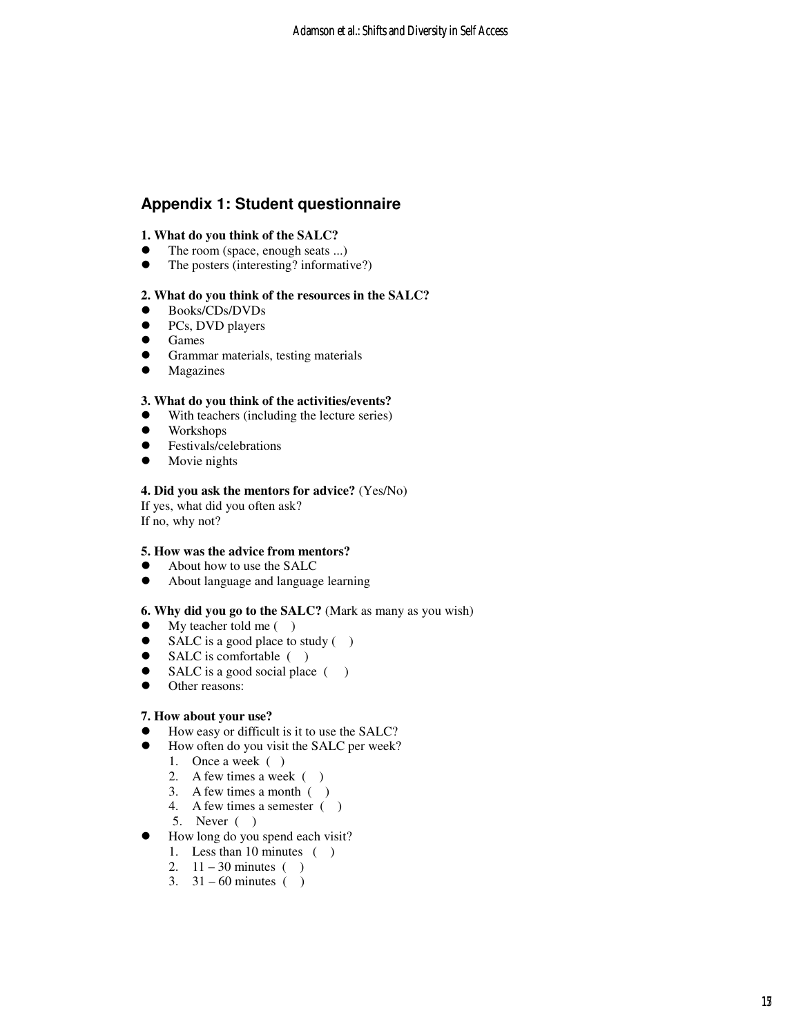## Appendix 1: Student questionnaire

**1. What do you think of the SALC?**

- The room (space, enough seats ...)
- The posters (interesting? informative?)

**2. What do you think of the resources in the SALC?**

- Books/CDs/DVDs
- PCs, DVD players
- Games
- Grammar materials, testing materials
- Magazines

**3. What do you think of the activities/events?**

- With teachers (including the lecture series)
- Workshops
- Festivals/celebrations
- Movie nights

**4. Did you ask the mentors for advice?** (Yes/No)

If yes, what did you often ask?

If no, why not?

**5. How was the advice from mentors?**

- About how to use the SALC
- About language and language learning

**6. Why did you go to the SALC?** (Mark as many as you wish)

- My teacher told me ( )
- SALC is a good place to study ( )
- SALC is comfortable ( )
- SALC is a good social place ( )
- Other reasons:

**7. How about your use?**

- How easy or difficult is it to use the SALC?
- How often do you visit the SALC per week?
  1. Once a week ( )
  2. A few times a week ( )
  3. A few times a month ( )
  4. A few times a semester ( )
  5. Never ( )
- How long do you spend each visit?
  1. Less than 10 minutes ( )
  2. 11 – 30 minutes ( )
  3. 31 – 60 minutes ( )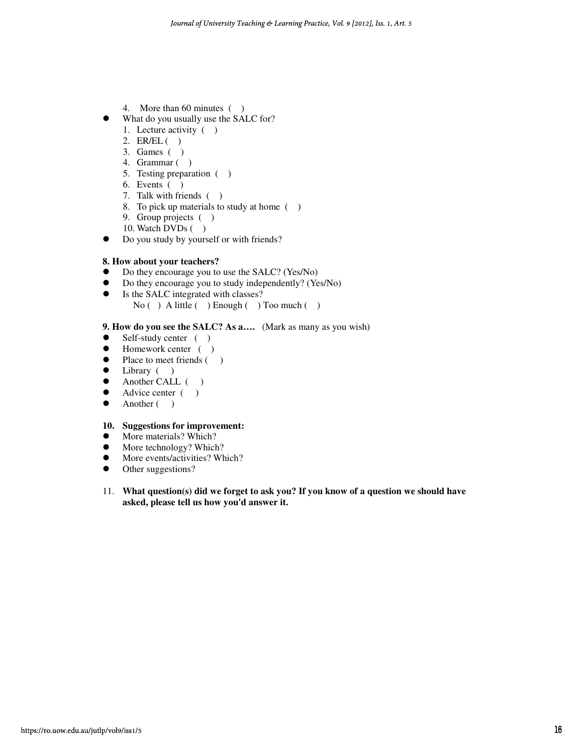4. More than 60 minutes ( )

- What do you usually use the SALC for?
    1. Lecture activity ( )
    2. ER/EL ( )
    3. Games ( )
    4. Grammar ( )
    5. Testing preparation ( )
    6. Events ( )
    7. Talk with friends ( )
    8. To pick up materials to study at home ( )
    9. Group projects ( )
    10. Watch DVDs ( )
- Do you study by yourself or with friends?

**8. How about your teachers?**

- Do they encourage you to use the SALC? (Yes/No)
- Do they encourage you to study independently? (Yes/No)
- Is the SALC integrated with classes?
  No ( ) A little ( ) Enough ( ) Too much ( )

**9. How do you see the SALC? As a….** (Mark as many as you wish)

- Self-study center ( )
- Homework center ( )
- Place to meet friends ( )
- Library ( )
- Another CALL ( )
- Advice center ( )
- Another ( )

**10. Suggestions for improvement:**

- More materials? Which?
- More technology? Which?
- More events/activities? Which?
- Other suggestions?

11. **What question(s) did we forget to ask you? If you know of a question we should have asked, please tell us how you'd answer it.**